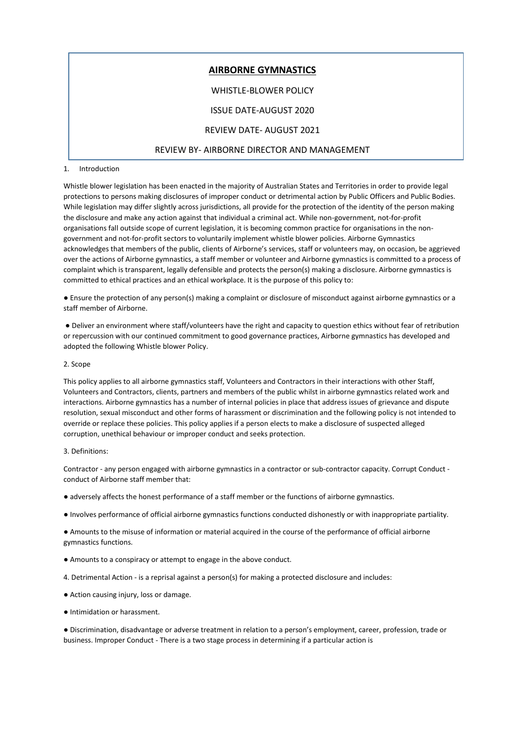# AIRBORNE GYMNASTICS

WHISTLE-BLOWER POLICY

ISSUE DATE-AUGUST 2020

REVIEW DATE- AUGUST 2021

REVIEW BY- AIRBORNE DIRECTOR AND MANAGEMENT

## 1. Introduction

Whistle blower legislation has been enacted in the majority of Australian States and Territories in order to provide legal protections to persons making disclosures of improper conduct or detrimental action by Public Officers and Public Bodies. While legislation may differ slightly across jurisdictions, all provide for the protection of the identity of the person making the disclosure and make any action against that individual a criminal act. While non-government, not-for-profit organisations fall outside scope of current legislation, it is becoming common practice for organisations in the non-government and not-for-profit sectors to voluntarily implement whistle blower policies. Airborne Gymnastics acknowledges that members of the public, clients of Airborne's services, staff or volunteers may, on occasion, be aggrieved over the actions of Airborne gymnastics, a staff member or volunteer and Airborne gymnastics is committed to a process of complaint which is transparent, legally defensible and protects the person(s) making a disclosure. Airborne gymnastics is committed to ethical practices and an ethical workplace. It is the purpose of this policy to:

- Ensure the protection of any person(s) making a complaint or disclosure of misconduct against airborne gymnastics or a staff member of Airborne.
- Deliver an environment where staff/volunteers have the right and capacity to question ethics without fear of retribution or repercussion with our continued commitment to good governance practices, Airborne gymnastics has developed and adopted the following Whistle blower Policy.

## 2. Scope

This policy applies to all airborne gymnastics staff, Volunteers and Contractors in their interactions with other Staff, Volunteers and Contractors, clients, partners and members of the public whilst in airborne gymnastics related work and interactions. Airborne gymnastics has a number of internal policies in place that address issues of grievance and dispute resolution, sexual misconduct and other forms of harassment or discrimination and the following policy is not intended to override or replace these policies. This policy applies if a person elects to make a disclosure of suspected alleged corruption, unethical behaviour or improper conduct and seeks protection.

## 3. Definitions:

Contractor - any person engaged with airborne gymnastics in a contractor or sub-contractor capacity. Corrupt Conduct - conduct of Airborne staff member that:

- adversely affects the honest performance of a staff member or the functions of airborne gymnastics.
- Involves performance of official airborne gymnastics functions conducted dishonestly or with inappropriate partiality.
- Amounts to the misuse of information or material acquired in the course of the performance of official airborne gymnastics functions.
- Amounts to a conspiracy or attempt to engage in the above conduct.

4. Detrimental Action - is a reprisal against a person(s) for making a protected disclosure and includes:

- Action causing injury, loss or damage.
- Intimidation or harassment.
- Discrimination, disadvantage or adverse treatment in relation to a person's employment, career, profession, trade or business. Improper Conduct - There is a two stage process in determining if a particular action is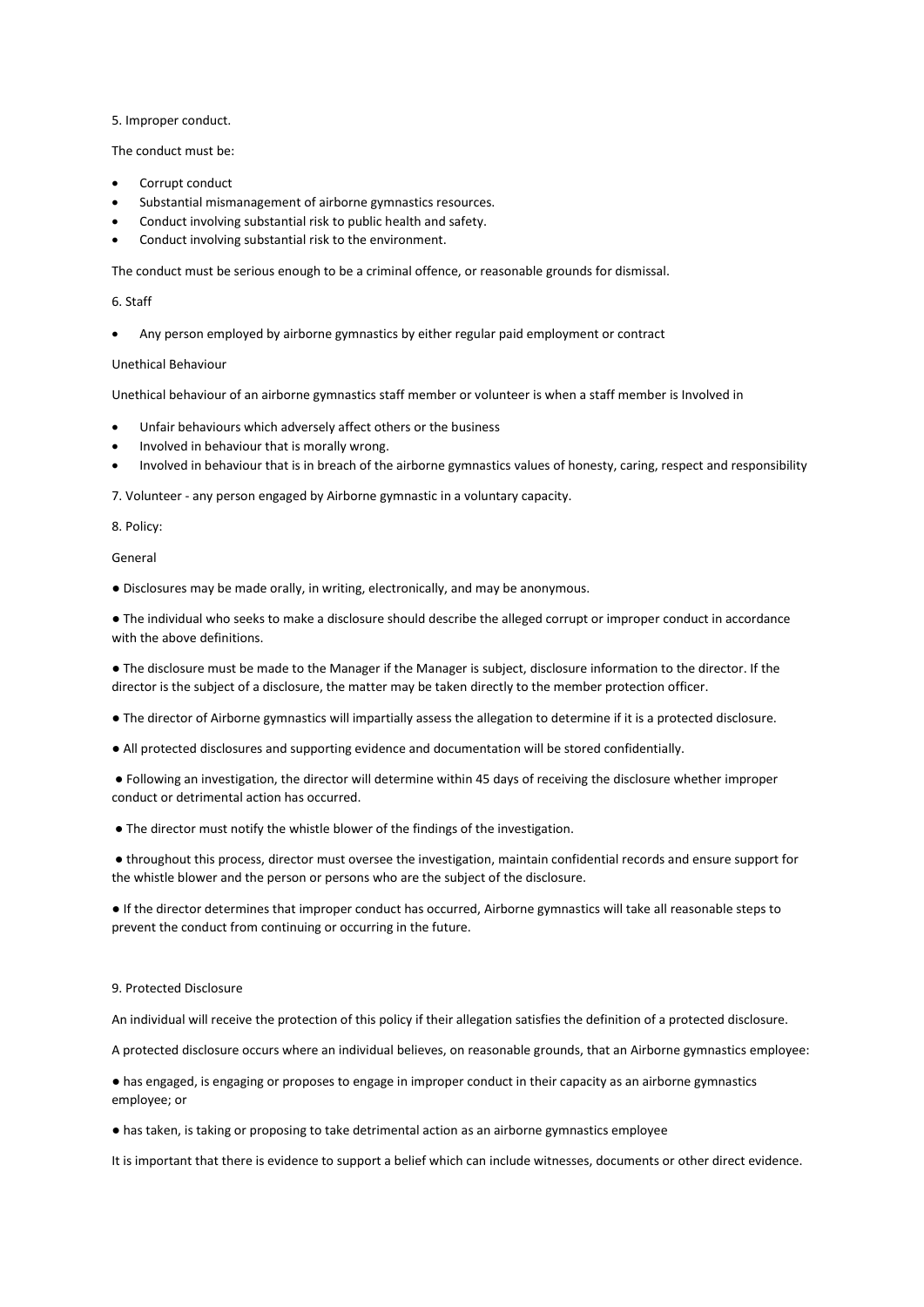5. Improper conduct.

The conduct must be:

- Corrupt conduct
- Substantial mismanagement of airborne gymnastics resources.
- Conduct involving substantial risk to public health and safety.
- Conduct involving substantial risk to the environment.

The conduct must be serious enough to be a criminal offence, or reasonable grounds for dismissal.

6. Staff

- Any person employed by airborne gymnastics by either regular paid employment or contract

Unethical Behaviour

Unethical behaviour of an airborne gymnastics staff member or volunteer is when a staff member is Involved in

- Unfair behaviours which adversely affect others or the business
- Involved in behaviour that is morally wrong.
- Involved in behaviour that is in breach of the airborne gymnastics values of honesty, caring, respect and responsibility

7. Volunteer - any person engaged by Airborne gymnastic in a voluntary capacity.

8. Policy:

General

- Disclosures may be made orally, in writing, electronically, and may be anonymous.
- The individual who seeks to make a disclosure should describe the alleged corrupt or improper conduct in accordance with the above definitions.
- The disclosure must be made to the Manager if the Manager is subject, disclosure information to the director. If the director is the subject of a disclosure, the matter may be taken directly to the member protection officer.
- The director of Airborne gymnastics will impartially assess the allegation to determine if it is a protected disclosure.
- All protected disclosures and supporting evidence and documentation will be stored confidentially.
- Following an investigation, the director will determine within 45 days of receiving the disclosure whether improper conduct or detrimental action has occurred.
- The director must notify the whistle blower of the findings of the investigation.
- throughout this process, director must oversee the investigation, maintain confidential records and ensure support for the whistle blower and the person or persons who are the subject of the disclosure.
- If the director determines that improper conduct has occurred, Airborne gymnastics will take all reasonable steps to prevent the conduct from continuing or occurring in the future.

9. Protected Disclosure

An individual will receive the protection of this policy if their allegation satisfies the definition of a protected disclosure.

A protected disclosure occurs where an individual believes, on reasonable grounds, that an Airborne gymnastics employee:

- has engaged, is engaging or proposes to engage in improper conduct in their capacity as an airborne gymnastics employee; or
- has taken, is taking or proposing to take detrimental action as an airborne gymnastics employee

It is important that there is evidence to support a belief which can include witnesses, documents or other direct evidence.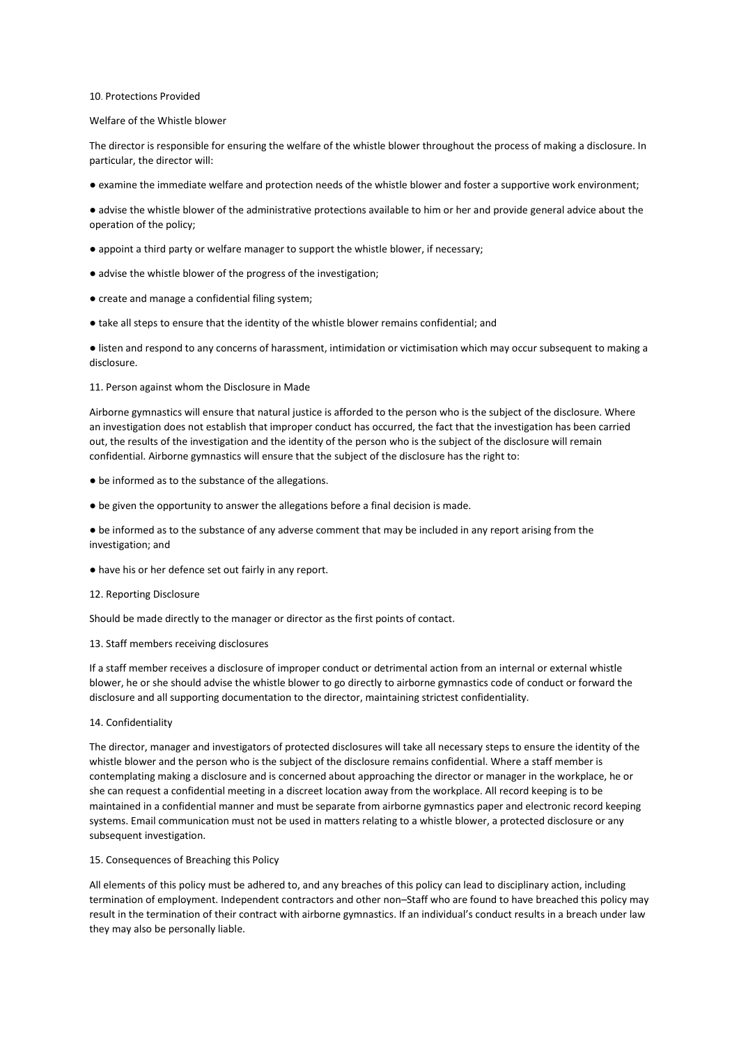## 10. Protections Provided

### Welfare of the Whistle blower

The director is responsible for ensuring the welfare of the whistle blower throughout the process of making a disclosure. In particular, the director will:

- examine the immediate welfare and protection needs of the whistle blower and foster a supportive work environment;
- advise the whistle blower of the administrative protections available to him or her and provide general advice about the operation of the policy;
- appoint a third party or welfare manager to support the whistle blower, if necessary;
- advise the whistle blower of the progress of the investigation;
- create and manage a confidential filing system;
- take all steps to ensure that the identity of the whistle blower remains confidential; and
- listen and respond to any concerns of harassment, intimidation or victimisation which may occur subsequent to making a disclosure.

## 11. Person against whom the Disclosure in Made

Airborne gymnastics will ensure that natural justice is afforded to the person who is the subject of the disclosure. Where an investigation does not establish that improper conduct has occurred, the fact that the investigation has been carried out, the results of the investigation and the identity of the person who is the subject of the disclosure will remain confidential. Airborne gymnastics will ensure that the subject of the disclosure has the right to:

- be informed as to the substance of the allegations.
- be given the opportunity to answer the allegations before a final decision is made.
- be informed as to the substance of any adverse comment that may be included in any report arising from the investigation; and
- have his or her defence set out fairly in any report.

## 12. Reporting Disclosure

Should be made directly to the manager or director as the first points of contact.

## 13. Staff members receiving disclosures

If a staff member receives a disclosure of improper conduct or detrimental action from an internal or external whistle blower, he or she should advise the whistle blower to go directly to airborne gymnastics code of conduct or forward the disclosure and all supporting documentation to the director, maintaining strictest confidentiality.

## 14. Confidentiality

The director, manager and investigators of protected disclosures will take all necessary steps to ensure the identity of the whistle blower and the person who is the subject of the disclosure remains confidential. Where a staff member is contemplating making a disclosure and is concerned about approaching the director or manager in the workplace, he or she can request a confidential meeting in a discreet location away from the workplace. All record keeping is to be maintained in a confidential manner and must be separate from airborne gymnastics paper and electronic record keeping systems. Email communication must not be used in matters relating to a whistle blower, a protected disclosure or any subsequent investigation.

## 15. Consequences of Breaching this Policy

All elements of this policy must be adhered to, and any breaches of this policy can lead to disciplinary action, including termination of employment. Independent contractors and other non–Staff who are found to have breached this policy may result in the termination of their contract with airborne gymnastics. If an individual's conduct results in a breach under law they may also be personally liable.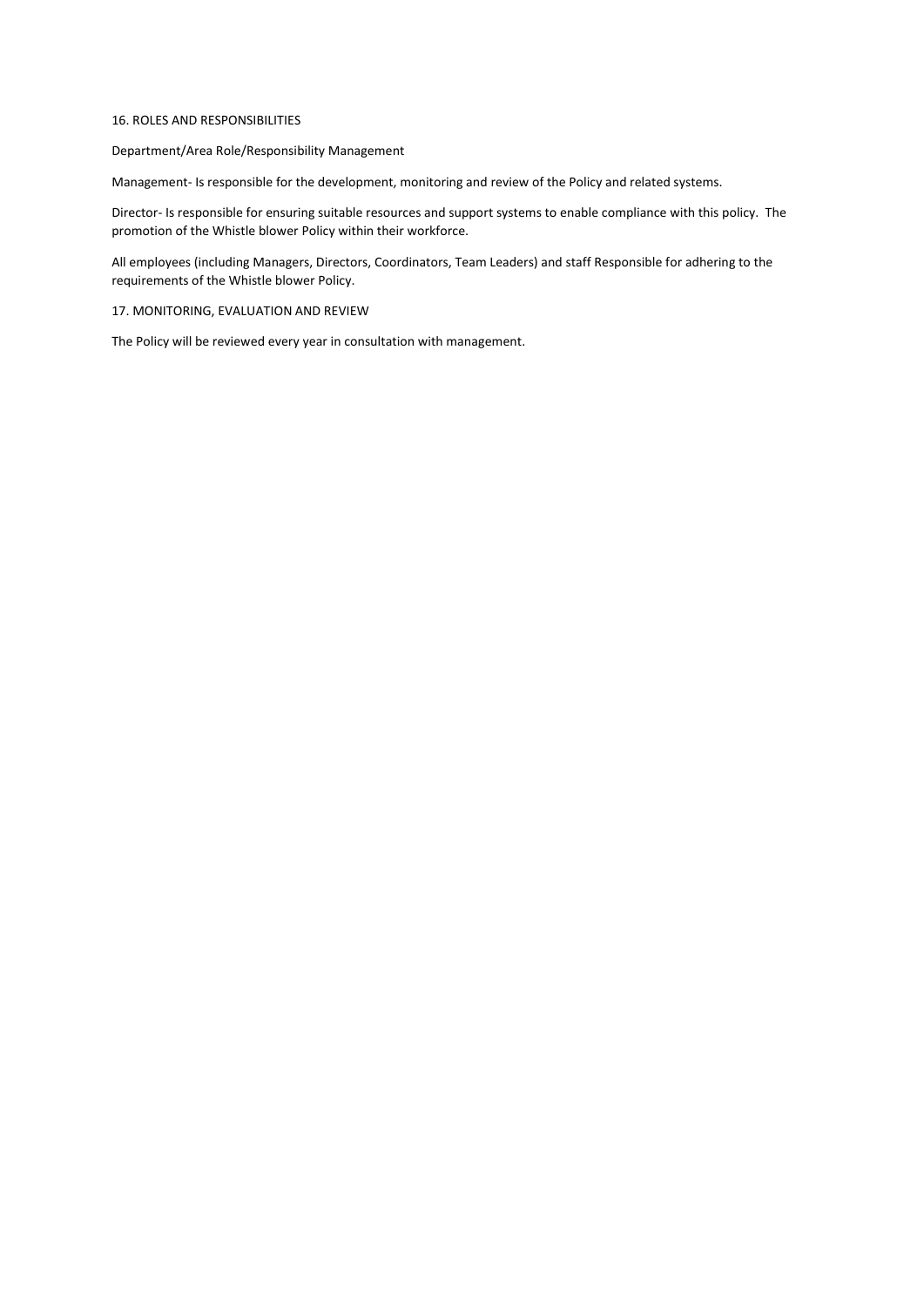## 16. ROLES AND RESPONSIBILITIES

Department/Area Role/Responsibility Management

Management- Is responsible for the development, monitoring and review of the Policy and related systems.

Director- Is responsible for ensuring suitable resources and support systems to enable compliance with this policy. The promotion of the Whistle blower Policy within their workforce.

All employees (including Managers, Directors, Coordinators, Team Leaders) and staff Responsible for adhering to the requirements of the Whistle blower Policy.

## 17. MONITORING, EVALUATION AND REVIEW

The Policy will be reviewed every year in consultation with management.